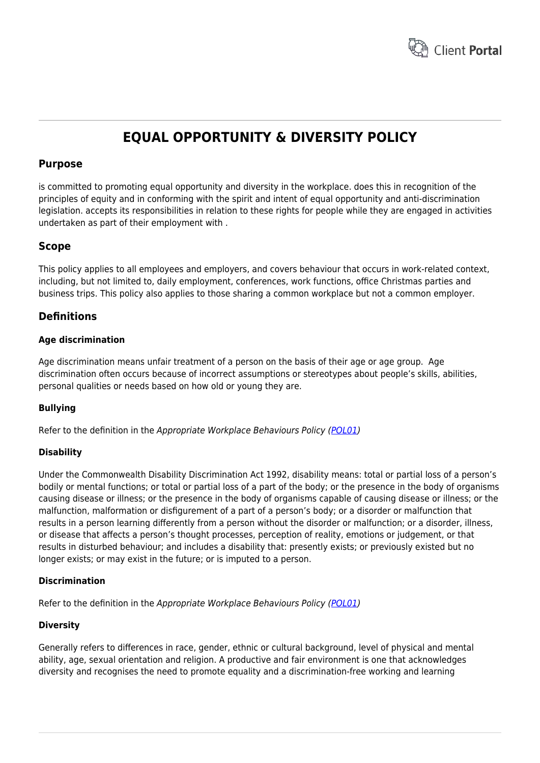# EQUAL OPPORTUNITY & DIVERSITY POLICY

## Purpose

is committed to promoting equal opportunity and diversity in the workplace. does this in recognition of the principles of equity and in conforming with the spirit and intent of equal opportunity and anti-discrimination legislation. accepts its responsibilities in relation to these rights for people while they are engaged in activities undertaken as part of their employment with .

## Scope

This policy applies to all employees and employers, and covers behaviour that occurs in work-related context, including, but not limited to, daily employment, conferences, work functions, office Christmas parties and business trips. This policy also applies to those sharing a common workplace but not a common employer.

## Definitions

### Age discrimination

Age discrimination means unfair treatment of a person on the basis of their age or age group. Age discrimination often occurs because of incorrect assumptions or stereotypes about people's skills, abilities, personal qualities or needs based on how old or young they are.

### Bullying

Refer to the definition in the *Appropriate Workplace Behaviours Policy (POL01)*

### Disability

Under the Commonwealth Disability Discrimination Act 1992, disability means: total or partial loss of a person's bodily or mental functions; or total or partial loss of a part of the body; or the presence in the body of organisms causing disease or illness; or the presence in the body of organisms capable of causing disease or illness; or the malfunction, malformation or disfigurement of a part of a person's body; or a disorder or malfunction that results in a person learning differently from a person without the disorder or malfunction; or a disorder, illness, or disease that affects a person's thought processes, perception of reality, emotions or judgement, or that results in disturbed behaviour; and includes a disability that: presently exists; or previously existed but no longer exists; or may exist in the future; or is imputed to a person.

### Discrimination

Refer to the definition in the *Appropriate Workplace Behaviours Policy (POL01)*

### Diversity

Generally refers to differences in race, gender, ethnic or cultural background, level of physical and mental ability, age, sexual orientation and religion. A productive and fair environment is one that acknowledges diversity and recognises the need to promote equality and a discrimination-free working and learning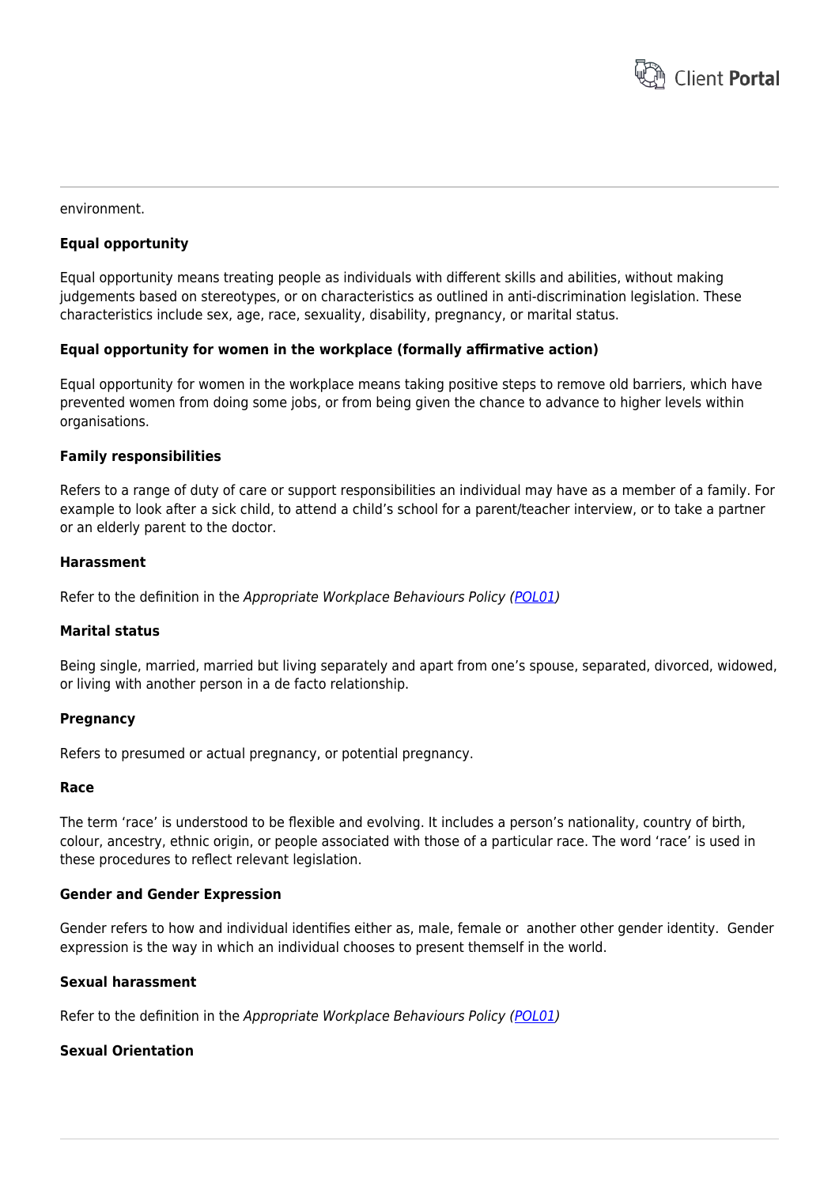environment.

**Equal opportunity**

Equal opportunity means treating people as individuals with different skills and abilities, without making judgements based on stereotypes, or on characteristics as outlined in anti-discrimination legislation. These characteristics include sex, age, race, sexuality, disability, pregnancy, or marital status.

**Equal opportunity for women in the workplace (formally affirmative action)**

Equal opportunity for women in the workplace means taking positive steps to remove old barriers, which have prevented women from doing some jobs, or from being given the chance to advance to higher levels within organisations.

**Family responsibilities**

Refers to a range of duty of care or support responsibilities an individual may have as a member of a family. For example to look after a sick child, to attend a child's school for a parent/teacher interview, or to take a partner or an elderly parent to the doctor.

**Harassment**

Refer to the definition in the *Appropriate Workplace Behaviours Policy (POL01)*

**Marital status**

Being single, married, married but living separately and apart from one's spouse, separated, divorced, widowed, or living with another person in a de facto relationship.

**Pregnancy**

Refers to presumed or actual pregnancy, or potential pregnancy.

**Race**

The term 'race' is understood to be flexible and evolving. It includes a person's nationality, country of birth, colour, ancestry, ethnic origin, or people associated with those of a particular race. The word 'race' is used in these procedures to reflect relevant legislation.

**Gender and Gender Expression**

Gender refers to how and individual identifies either as, male, female or another other gender identity. Gender expression is the way in which an individual chooses to present themself in the world.

**Sexual harassment**

Refer to the definition in the *Appropriate Workplace Behaviours Policy (POL01)*

**Sexual Orientation**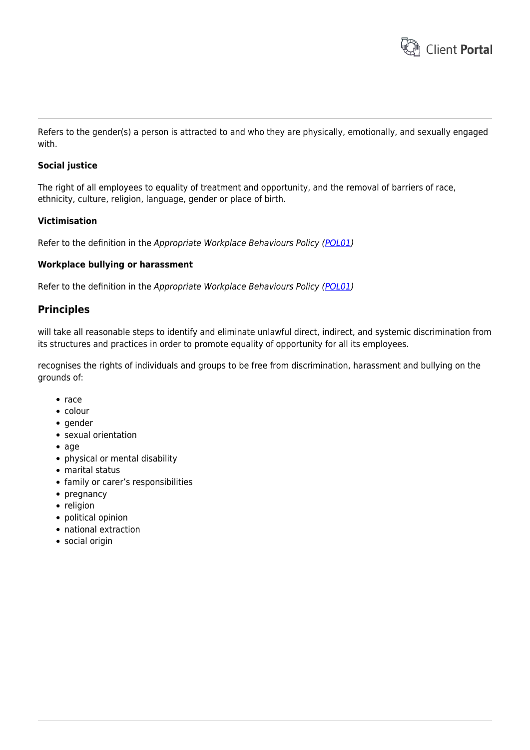Refers to the gender(s) a person is attracted to and who they are physically, emotionally, and sexually engaged with.

**Social justice**

The right of all employees to equality of treatment and opportunity, and the removal of barriers of race, ethnicity, culture, religion, language, gender or place of birth.

**Victimisation**

Refer to the definition in the *Appropriate Workplace Behaviours Policy (POL01)*

**Workplace bullying or harassment**

Refer to the definition in the *Appropriate Workplace Behaviours Policy (POL01)*

## Principles

will take all reasonable steps to identify and eliminate unlawful direct, indirect, and systemic discrimination from its structures and practices in order to promote equality of opportunity for all its employees.

recognises the rights of individuals and groups to be free from discrimination, harassment and bullying on the grounds of:

- race
- colour
- gender
- sexual orientation
- age
- physical or mental disability
- marital status
- family or carer's responsibilities
- pregnancy
- religion
- political opinion
- national extraction
- social origin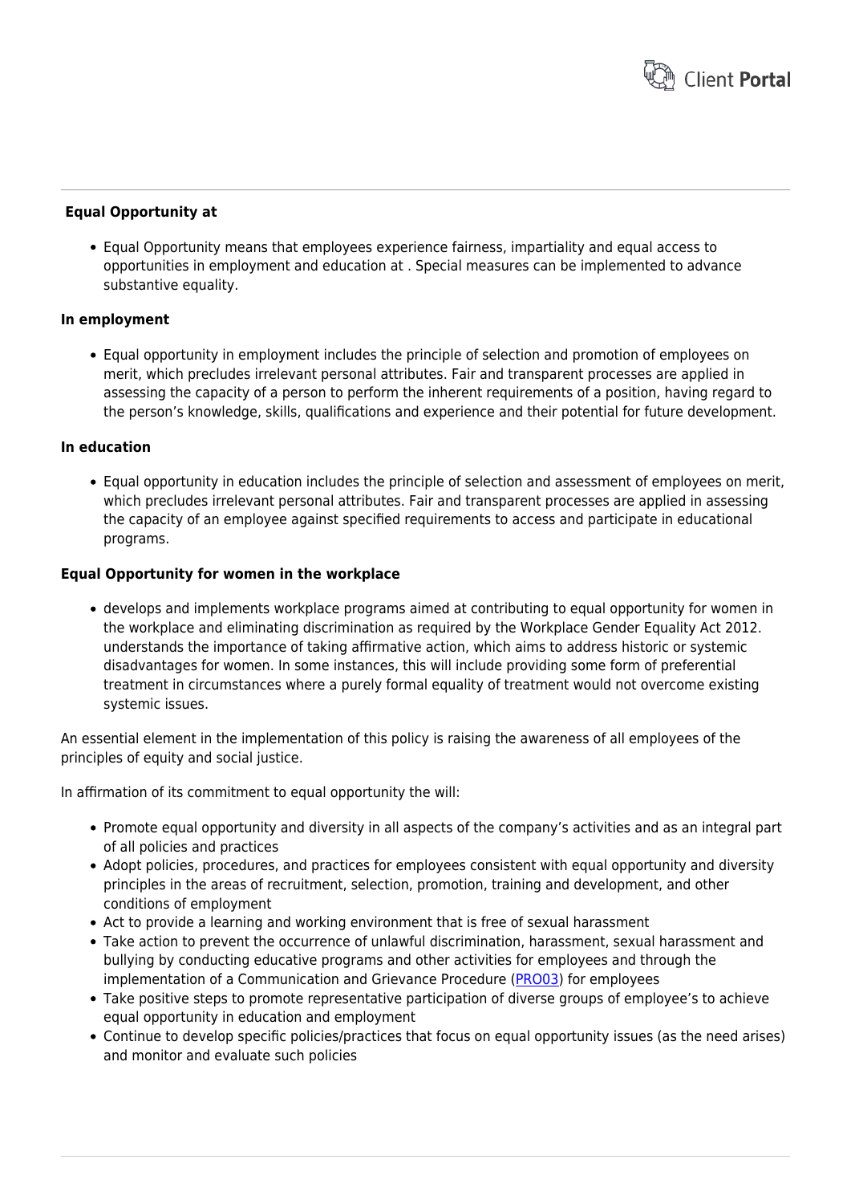**Equal Opportunity at**

- Equal Opportunity means that employees experience fairness, impartiality and equal access to opportunities in employment and education at . Special measures can be implemented to advance substantive equality.

**In employment**

- Equal opportunity in employment includes the principle of selection and promotion of employees on merit, which precludes irrelevant personal attributes. Fair and transparent processes are applied in assessing the capacity of a person to perform the inherent requirements of a position, having regard to the person's knowledge, skills, qualifications and experience and their potential for future development.

**In education**

- Equal opportunity in education includes the principle of selection and assessment of employees on merit, which precludes irrelevant personal attributes. Fair and transparent processes are applied in assessing the capacity of an employee against specified requirements to access and participate in educational programs.

**Equal Opportunity for women in the workplace**

- develops and implements workplace programs aimed at contributing to equal opportunity for women in the workplace and eliminating discrimination as required by the Workplace Gender Equality Act 2012. understands the importance of taking affirmative action, which aims to address historic or systemic disadvantages for women. In some instances, this will include providing some form of preferential treatment in circumstances where a purely formal equality of treatment would not overcome existing systemic issues.

An essential element in the implementation of this policy is raising the awareness of all employees of the principles of equity and social justice.

In affirmation of its commitment to equal opportunity the will:

- Promote equal opportunity and diversity in all aspects of the company's activities and as an integral part of all policies and practices
- Adopt policies, procedures, and practices for employees consistent with equal opportunity and diversity principles in the areas of recruitment, selection, promotion, training and development, and other conditions of employment
- Act to provide a learning and working environment that is free of sexual harassment
- Take action to prevent the occurrence of unlawful discrimination, harassment, sexual harassment and bullying by conducting educative programs and other activities for employees and through the implementation of a Communication and Grievance Procedure (PRO03) for employees
- Take positive steps to promote representative participation of diverse groups of employee's to achieve equal opportunity in education and employment
- Continue to develop specific policies/practices that focus on equal opportunity issues (as the need arises) and monitor and evaluate such policies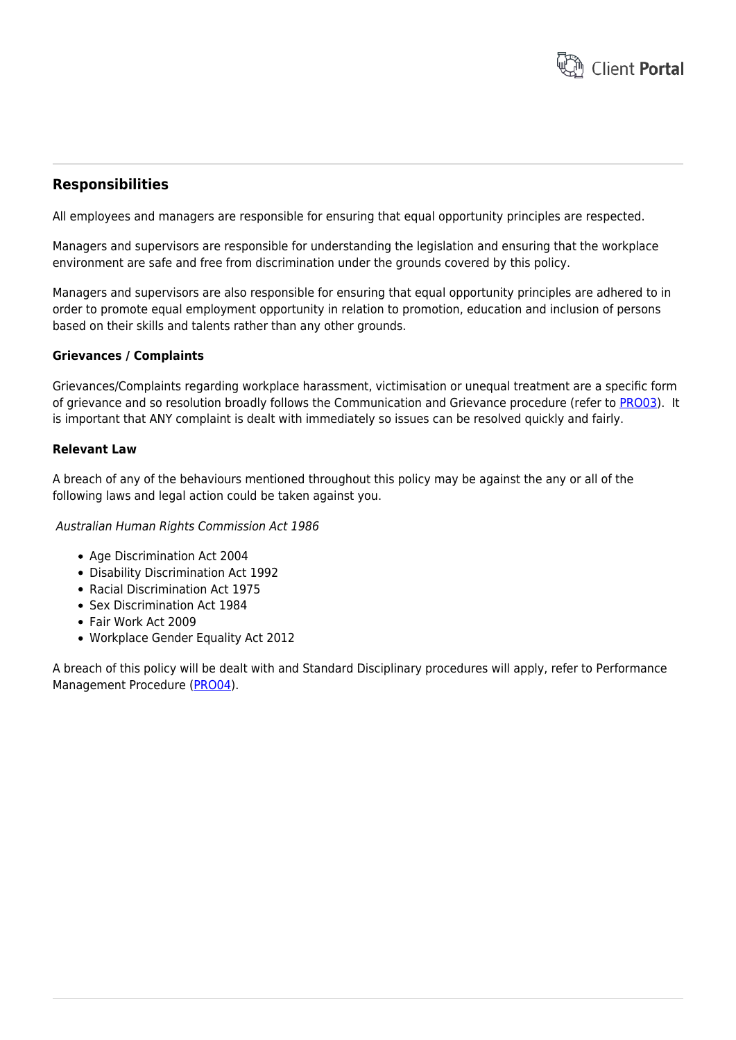## Responsibilities

All employees and managers are responsible for ensuring that equal opportunity principles are respected.

Managers and supervisors are responsible for understanding the legislation and ensuring that the workplace environment are safe and free from discrimination under the grounds covered by this policy.

Managers and supervisors are also responsible for ensuring that equal opportunity principles are adhered to in order to promote equal employment opportunity in relation to promotion, education and inclusion of persons based on their skills and talents rather than any other grounds.

**Grievances / Complaints**

Grievances/Complaints regarding workplace harassment, victimisation or unequal treatment are a specific form of grievance and so resolution broadly follows the Communication and Grievance procedure (refer to PRO03). It is important that ANY complaint is dealt with immediately so issues can be resolved quickly and fairly.

**Relevant Law**

A breach of any of the behaviours mentioned throughout this policy may be against the any or all of the following laws and legal action could be taken against you.

*Australian Human Rights Commission Act 1986*

- Age Discrimination Act 2004
- Disability Discrimination Act 1992
- Racial Discrimination Act 1975
- Sex Discrimination Act 1984
- Fair Work Act 2009
- Workplace Gender Equality Act 2012

A breach of this policy will be dealt with and Standard Disciplinary procedures will apply, refer to Performance Management Procedure (PRO04).